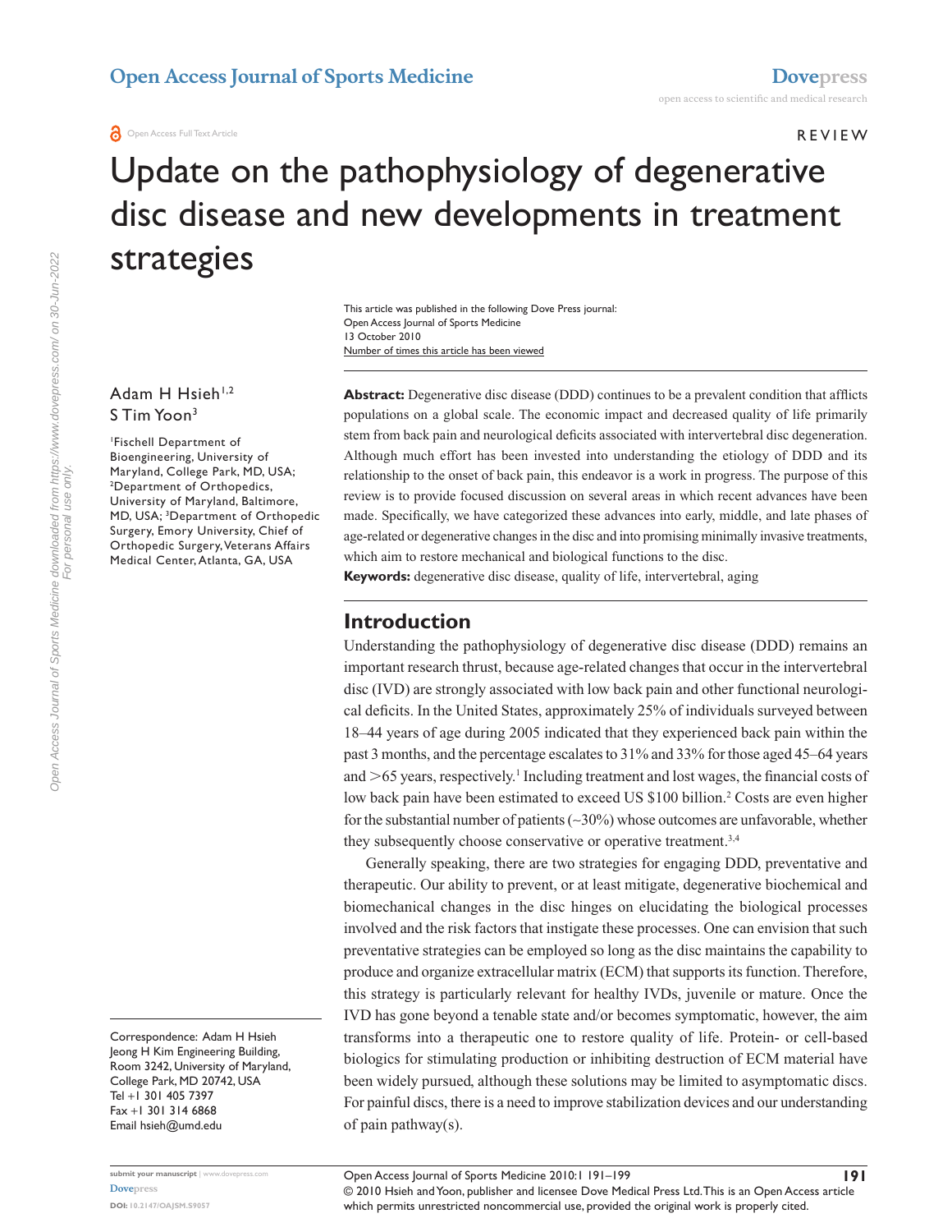REVIEW

# Update on the pathophysiology of degenerative disc disease and new developments in treatment strategies

This article was published in the following Dove Press journal:
Open Access Journal of Sports Medicine
13 October 2010
Number of times this article has been viewed

Adam H Hsieh[1,2]
S Tim Yoon[3]

[1]Fischell Department of Bioengineering, University of Maryland, College Park, MD, USA; [2]Department of Orthopedics, University of Maryland, Baltimore, MD, USA; [3]Department of Orthopedic Surgery, Emory University, Chief of Orthopedic Surgery, Veterans Affairs Medical Center, Atlanta, GA, USA

Correspondence: Adam H Hsieh
Jeong H Kim Engineering Building, Room 3242, University of Maryland, College Park, MD 20742, USA
Tel +1 301 405 7397
Fax +1 301 314 6868
Email hsieh@umd.edu

**Abstract:** Degenerative disc disease (DDD) continues to be a prevalent condition that afflicts populations on a global scale. The economic impact and decreased quality of life primarily stem from back pain and neurological deficits associated with intervertebral disc degeneration. Although much effort has been invested into understanding the etiology of DDD and its relationship to the onset of back pain, this endeavor is a work in progress. The purpose of this review is to provide focused discussion on several areas in which recent advances have been made. Specifically, we have categorized these advances into early, middle, and late phases of age-related or degenerative changes in the disc and into promising minimally invasive treatments, which aim to restore mechanical and biological functions to the disc.

**Keywords:** degenerative disc disease, quality of life, intervertebral, aging

## Introduction

Understanding the pathophysiology of degenerative disc disease (DDD) remains an important research thrust, because age-related changes that occur in the intervertebral disc (IVD) are strongly associated with low back pain and other functional neurological deficits. In the United States, approximately 25% of individuals surveyed between 18–44 years of age during 2005 indicated that they experienced back pain within the past 3 months, and the percentage escalates to 31% and 33% for those aged 45–64 years and >65 years, respectively.[1] Including treatment and lost wages, the financial costs of low back pain have been estimated to exceed US $100 billion.[2] Costs are even higher for the substantial number of patients (~30%) whose outcomes are unfavorable, whether they subsequently choose conservative or operative treatment.[3,4]

Generally speaking, there are two strategies for engaging DDD, preventative and therapeutic. Our ability to prevent, or at least mitigate, degenerative biochemical and biomechanical changes in the disc hinges on elucidating the biological processes involved and the risk factors that instigate these processes. One can envision that such preventative strategies can be employed so long as the disc maintains the capability to produce and organize extracellular matrix (ECM) that supports its function. Therefore, this strategy is particularly relevant for healthy IVDs, juvenile or mature. Once the IVD has gone beyond a tenable state and/or becomes symptomatic, however, the aim transforms into a therapeutic one to restore quality of life. Protein- or cell-based biologics for stimulating production or inhibiting destruction of ECM material have been widely pursued, although these solutions may be limited to asymptomatic discs. For painful discs, there is a need to improve stabilization devices and our understanding of pain pathway(s).

© 2010 Hsieh and Yoon, publisher and licensee Dove Medical Press Ltd. This is an Open Access article which permits unrestricted noncommercial use, provided the original work is properly cited.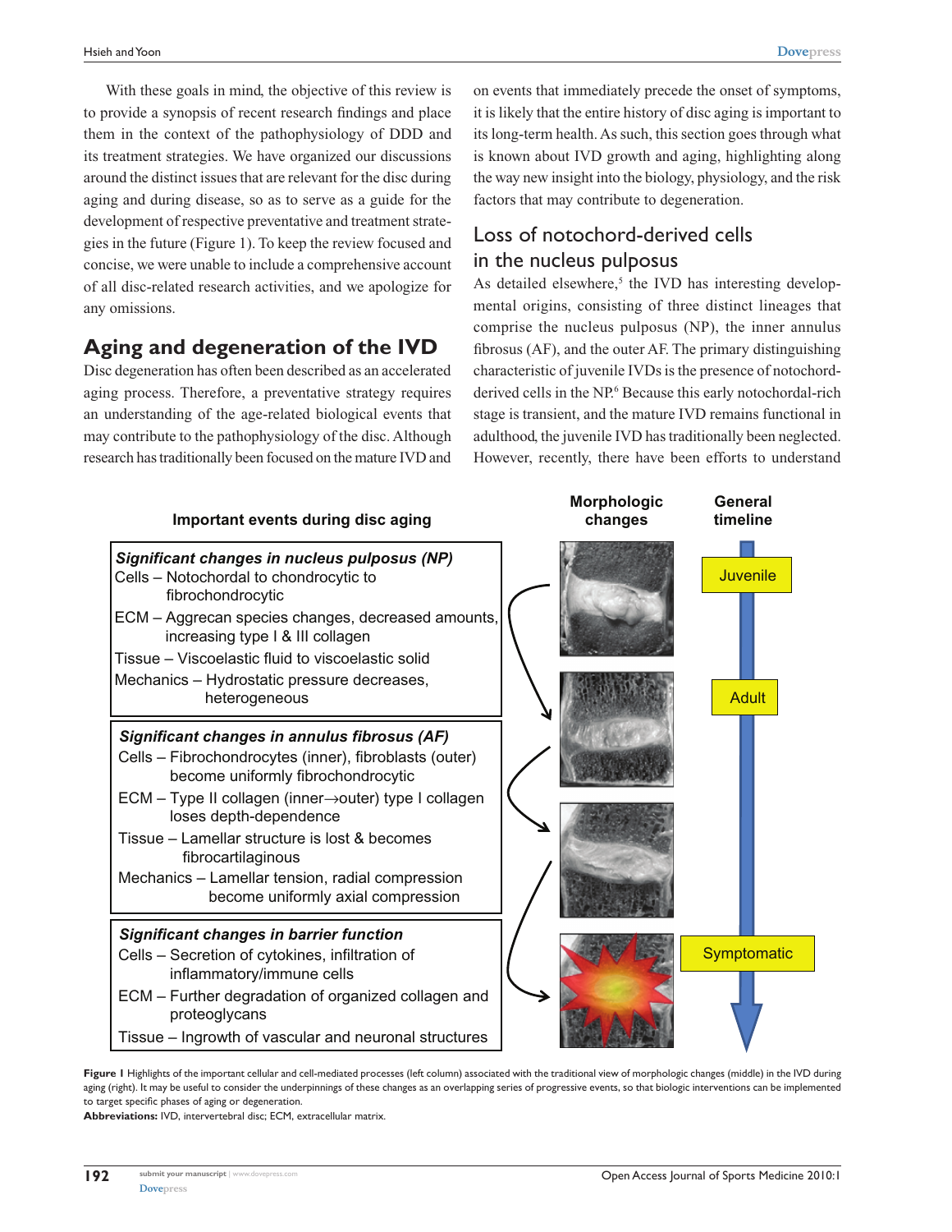With these goals in mind, the objective of this review is to provide a synopsis of recent research findings and place them in the context of the pathophysiology of DDD and its treatment strategies. We have organized our discussions around the distinct issues that are relevant for the disc during aging and during disease, so as to serve as a guide for the development of respective preventative and treatment strategies in the future (Figure 1). To keep the review focused and concise, we were unable to include a comprehensive account of all disc-related research activities, and we apologize for any omissions.

## Aging and degeneration of the IVD

Disc degeneration has often been described as an accelerated aging process. Therefore, a preventative strategy requires an understanding of the age-related biological events that may contribute to the pathophysiology of the disc. Although research has traditionally been focused on the mature IVD and on events that immediately precede the onset of symptoms, it is likely that the entire history of disc aging is important to its long-term health. As such, this section goes through what is known about IVD growth and aging, highlighting along the way new insight into the biology, physiology, and the risk factors that may contribute to degeneration.

### Loss of notochord-derived cells in the nucleus pulposus

As detailed elsewhere,[5] the IVD has interesting developmental origins, consisting of three distinct lineages that comprise the nucleus pulposus (NP), the inner annulus fibrosus (AF), and the outer AF. The primary distinguishing characteristic of juvenile IVDs is the presence of notochord-derived cells in the NP.[6] Because this early notochordal-rich stage is transient, and the mature IVD remains functional in adulthood, the juvenile IVD has traditionally been neglected. However, recently, there have been efforts to understand

Important events during disc aging

*Significant changes in nucleus pulposus (NP)*
Cells – Notochordal to chondrocytic to fibrochondrocytic
ECM – Aggrecan species changes, decreased amounts, increasing type I & III collagen
Tissue – Viscoelastic fluid to viscoelastic solid
Mechanics – Hydrostatic pressure decreases, heterogeneous

*Significant changes in annulus fibrosus (AF)*
Cells – Fibrochondrocytes (inner), fibroblasts (outer) become uniformly fibrochondrocytic
ECM – Type II collagen (inner→outer) type I collagen loses depth-dependence
Tissue – Lamellar structure is lost & becomes fibrocartilaginous
Mechanics – Lamellar tension, radial compression become uniformly axial compression

*Significant changes in barrier function*
Cells – Secretion of cytokines, infiltration of inflammatory/immune cells
ECM – Further degradation of organized collagen and proteoglycans
Tissue – Ingrowth of vascular and neuronal structures

Morphologic changes

General timeline
Juvenile
Adult
Symptomatic

**Figure 1** Highlights of the important cellular and cell-mediated processes (left column) associated with the traditional view of morphologic changes (middle) in the IVD during aging (right). It may be useful to consider the underpinnings of these changes as an overlapping series of progressive events, so that biologic interventions can be implemented to target specific phases of aging or degeneration.

**Abbreviations:** IVD, intervertebral disc; ECM, extracellular matrix.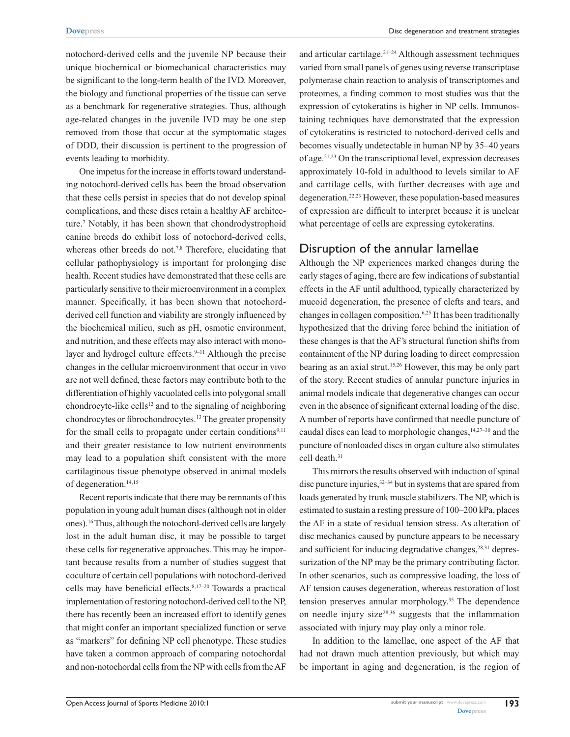notochord-derived cells and the juvenile NP because their unique biochemical or biomechanical characteristics may be significant to the long-term health of the IVD. Moreover, the biology and functional properties of the tissue can serve as a benchmark for regenerative strategies. Thus, although age-related changes in the juvenile IVD may be one step removed from those that occur at the symptomatic stages of DDD, their discussion is pertinent to the progression of events leading to morbidity.

One impetus for the increase in efforts toward understanding notochord-derived cells has been the broad observation that these cells persist in species that do not develop spinal complications, and these discs retain a healthy AF architecture.[7] Notably, it has been shown that chondrodystrophoid canine breeds do exhibit loss of notochord-derived cells, whereas other breeds do not.[7,8] Therefore, elucidating that cellular pathophysiology is important for prolonging disc health. Recent studies have demonstrated that these cells are particularly sensitive to their microenvironment in a complex manner. Specifically, it has been shown that notochord-derived cell function and viability are strongly influenced by the biochemical milieu, such as pH, osmotic environment, and nutrition, and these effects may also interact with monolayer and hydrogel culture effects.[9–11] Although the precise changes in the cellular microenvironment that occur in vivo are not well defined, these factors may contribute both to the differentiation of highly vacuolated cells into polygonal small chondrocyte-like cells[12] and to the signaling of neighboring chondrocytes or fibrochondrocytes.[13] The greater propensity for the small cells to propagate under certain conditions[9,11] and their greater resistance to low nutrient environments may lead to a population shift consistent with the more cartilaginous tissue phenotype observed in animal models of degeneration.[14,15]

Recent reports indicate that there may be remnants of this population in young adult human discs (although not in older ones).[16] Thus, although the notochord-derived cells are largely lost in the adult human disc, it may be possible to target these cells for regenerative approaches. This may be important because results from a number of studies suggest that coculture of certain cell populations with notochord-derived cells may have beneficial effects.[8,17–20] Towards a practical implementation of restoring notochord-derived cell to the NP, there has recently been an increased effort to identify genes that might confer an important specialized function or serve as "markers" for defining NP cell phenotype. These studies have taken a common approach of comparing notochordal and non-notochordal cells from the NP with cells from the AF and articular cartilage.[21–24] Although assessment techniques varied from small panels of genes using reverse transcriptase polymerase chain reaction to analysis of transcriptomes and proteomes, a finding common to most studies was that the expression of cytokeratins is higher in NP cells. Immunostaining techniques have demonstrated that the expression of cytokeratins is restricted to notochord-derived cells and becomes visually undetectable in human NP by 35–40 years of age.[21,23] On the transcriptional level, expression decreases approximately 10-fold in adulthood to levels similar to AF and cartilage cells, with further decreases with age and degeneration.[22,23] However, these population-based measures of expression are difficult to interpret because it is unclear what percentage of cells are expressing cytokeratins.

## Disruption of the annular lamellae

Although the NP experiences marked changes during the early stages of aging, there are few indications of substantial effects in the AF until adulthood, typically characterized by mucoid degeneration, the presence of clefts and tears, and changes in collagen composition.[6,25] It has been traditionally hypothesized that the driving force behind the initiation of these changes is that the AF's structural function shifts from containment of the NP during loading to direct compression bearing as an axial strut.[15,26] However, this may be only part of the story. Recent studies of annular puncture injuries in animal models indicate that degenerative changes can occur even in the absence of significant external loading of the disc. A number of reports have confirmed that needle puncture of caudal discs can lead to morphologic changes,[14,27–30] and the puncture of nonloaded discs in organ culture also stimulates cell death.[31]

This mirrors the results observed with induction of spinal disc puncture injuries,[32–34] but in systems that are spared from loads generated by trunk muscle stabilizers. The NP, which is estimated to sustain a resting pressure of 100–200 kPa, places the AF in a state of residual tension stress. As alteration of disc mechanics caused by puncture appears to be necessary and sufficient for inducing degradative changes,[28,31] depressurization of the NP may be the primary contributing factor. In other scenarios, such as compressive loading, the loss of AF tension causes degeneration, whereas restoration of lost tension preserves annular morphology.[35] The dependence on needle injury size[28,36] suggests that the inflammation associated with injury may play only a minor role.

In addition to the lamellae, one aspect of the AF that had not drawn much attention previously, but which may be important in aging and degeneration, is the region of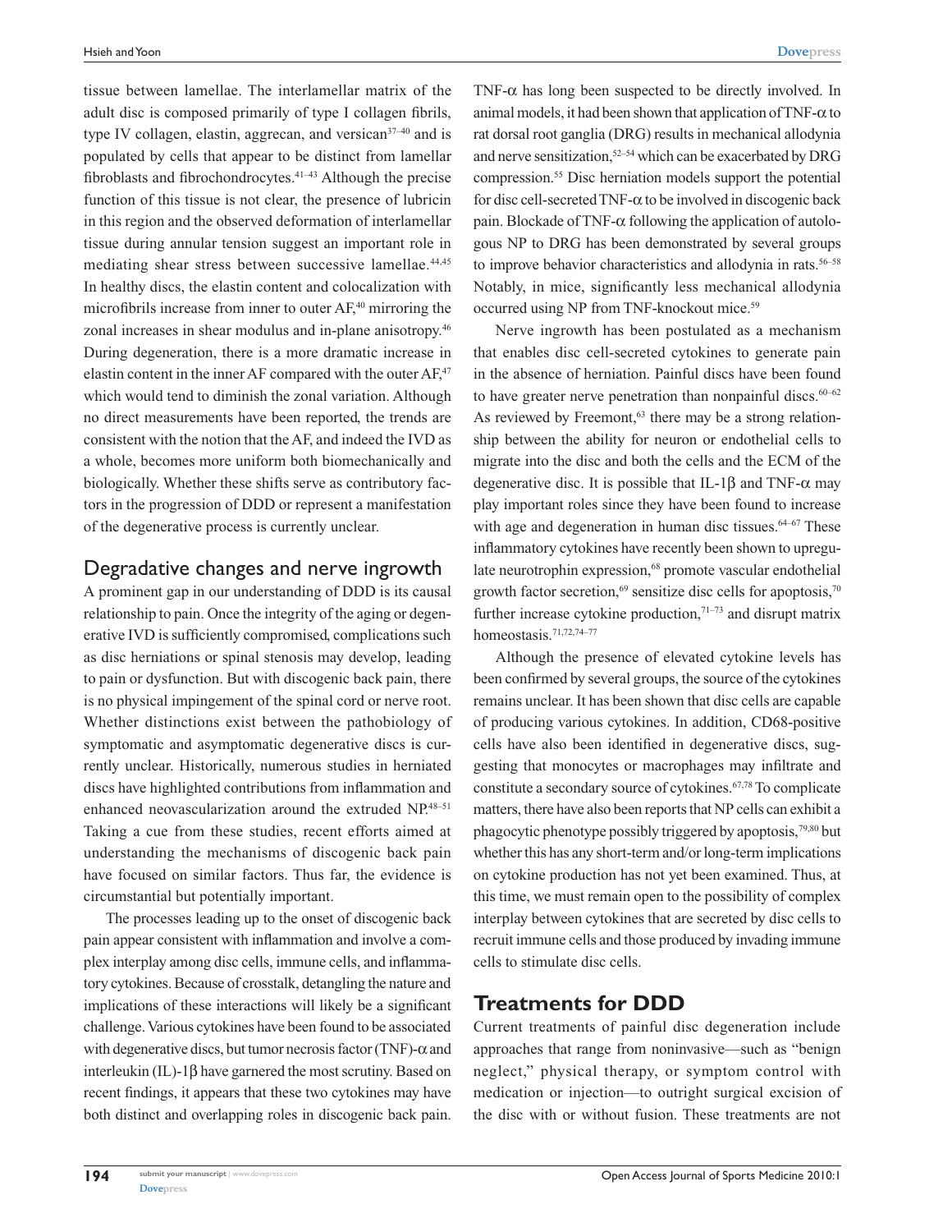tissue between lamellae. The interlamellar matrix of the adult disc is composed primarily of type I collagen fibrils, type IV collagen, elastin, aggrecan, and versican[37–40] and is populated by cells that appear to be distinct from lamellar fibroblasts and fibrochondrocytes.[41–43] Although the precise function of this tissue is not clear, the presence of lubricin in this region and the observed deformation of interlamellar tissue during annular tension suggest an important role in mediating shear stress between successive lamellae.[44,45] In healthy discs, the elastin content and colocalization with microfibrils increase from inner to outer AF,[40] mirroring the zonal increases in shear modulus and in-plane anisotropy.[46] During degeneration, there is a more dramatic increase in elastin content in the inner AF compared with the outer AF,[47] which would tend to diminish the zonal variation. Although no direct measurements have been reported, the trends are consistent with the notion that the AF, and indeed the IVD as a whole, becomes more uniform both biomechanically and biologically. Whether these shifts serve as contributory factors in the progression of DDD or represent a manifestation of the degenerative process is currently unclear.

## Degradative changes and nerve ingrowth

A prominent gap in our understanding of DDD is its causal relationship to pain. Once the integrity of the aging or degenerative IVD is sufficiently compromised, complications such as disc herniations or spinal stenosis may develop, leading to pain or dysfunction. But with discogenic back pain, there is no physical impingement of the spinal cord or nerve root. Whether distinctions exist between the pathobiology of symptomatic and asymptomatic degenerative discs is currently unclear. Historically, numerous studies in herniated discs have highlighted contributions from inflammation and enhanced neovascularization around the extruded NP.[48–51] Taking a cue from these studies, recent efforts aimed at understanding the mechanisms of discogenic back pain have focused on similar factors. Thus far, the evidence is circumstantial but potentially important.

The processes leading up to the onset of discogenic back pain appear consistent with inflammation and involve a complex interplay among disc cells, immune cells, and inflammatory cytokines. Because of crosstalk, detangling the nature and implications of these interactions will likely be a significant challenge. Various cytokines have been found to be associated with degenerative discs, but tumor necrosis factor (TNF)-α and interleukin (IL)-1β have garnered the most scrutiny. Based on recent findings, it appears that these two cytokines may have both distinct and overlapping roles in discogenic back pain. TNF-α has long been suspected to be directly involved. In animal models, it had been shown that application of TNF-α to rat dorsal root ganglia (DRG) results in mechanical allodynia and nerve sensitization,[52–54] which can be exacerbated by DRG compression.[55] Disc herniation models support the potential for disc cell-secreted TNF-α to be involved in discogenic back pain. Blockade of TNF-α following the application of autologous NP to DRG has been demonstrated by several groups to improve behavior characteristics and allodynia in rats.[56–58] Notably, in mice, significantly less mechanical allodynia occurred using NP from TNF-knockout mice.[59]

Nerve ingrowth has been postulated as a mechanism that enables disc cell-secreted cytokines to generate pain in the absence of herniation. Painful discs have been found to have greater nerve penetration than nonpainful discs.[60–62] As reviewed by Freemont,[63] there may be a strong relationship between the ability for neuron or endothelial cells to migrate into the disc and both the cells and the ECM of the degenerative disc. It is possible that IL-1β and TNF-α may play important roles since they have been found to increase with age and degeneration in human disc tissues.[64–67] These inflammatory cytokines have recently been shown to upregulate neurotrophin expression,[68] promote vascular endothelial growth factor secretion,[69] sensitize disc cells for apoptosis,[70] further increase cytokine production,[71–73] and disrupt matrix homeostasis.[71,72,74–77]

Although the presence of elevated cytokine levels has been confirmed by several groups, the source of the cytokines remains unclear. It has been shown that disc cells are capable of producing various cytokines. In addition, CD68-positive cells have also been identified in degenerative discs, suggesting that monocytes or macrophages may infiltrate and constitute a secondary source of cytokines.[67,78] To complicate matters, there have also been reports that NP cells can exhibit a phagocytic phenotype possibly triggered by apoptosis,[79,80] but whether this has any short-term and/or long-term implications on cytokine production has not yet been examined. Thus, at this time, we must remain open to the possibility of complex interplay between cytokines that are secreted by disc cells to recruit immune cells and those produced by invading immune cells to stimulate disc cells.

# Treatments for DDD

Current treatments of painful disc degeneration include approaches that range from noninvasive—such as "benign neglect," physical therapy, or symptom control with medication or injection—to outright surgical excision of the disc with or without fusion. These treatments are not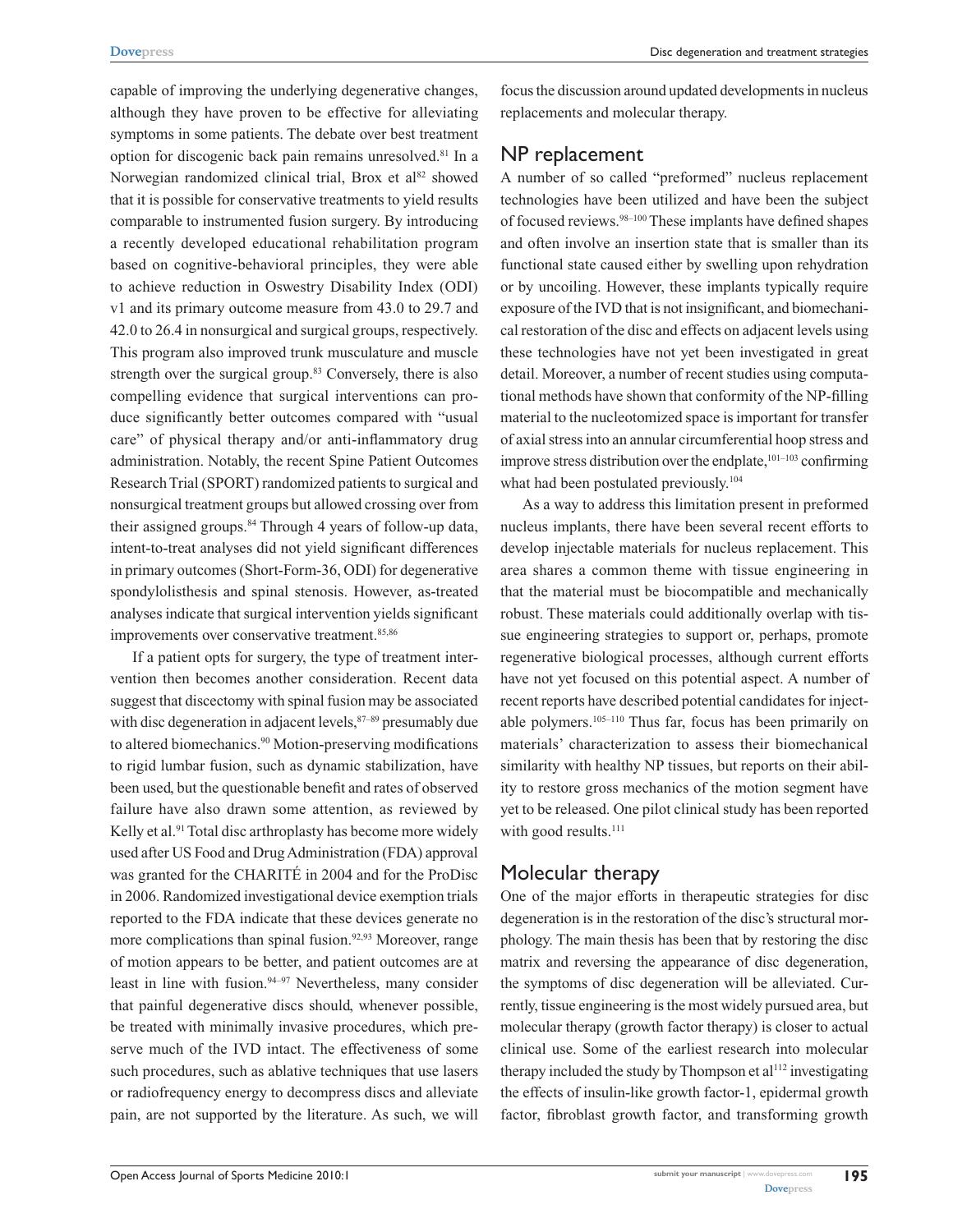capable of improving the underlying degenerative changes, although they have proven to be effective for alleviating symptoms in some patients. The debate over best treatment option for discogenic back pain remains unresolved.[81] In a Norwegian randomized clinical trial, Brox et al[82] showed that it is possible for conservative treatments to yield results comparable to instrumented fusion surgery. By introducing a recently developed educational rehabilitation program based on cognitive-behavioral principles, they were able to achieve reduction in Oswestry Disability Index (ODI) v1 and its primary outcome measure from 43.0 to 29.7 and 42.0 to 26.4 in nonsurgical and surgical groups, respectively. This program also improved trunk musculature and muscle strength over the surgical group.[83] Conversely, there is also compelling evidence that surgical interventions can produce significantly better outcomes compared with "usual care" of physical therapy and/or anti-inflammatory drug administration. Notably, the recent Spine Patient Outcomes Research Trial (SPORT) randomized patients to surgical and nonsurgical treatment groups but allowed crossing over from their assigned groups.[84] Through 4 years of follow-up data, intent-to-treat analyses did not yield significant differences in primary outcomes (Short-Form-36, ODI) for degenerative spondylolisthesis and spinal stenosis. However, as-treated analyses indicate that surgical intervention yields significant improvements over conservative treatment.[85,86]

If a patient opts for surgery, the type of treatment intervention then becomes another consideration. Recent data suggest that discectomy with spinal fusion may be associated with disc degeneration in adjacent levels,[87–89] presumably due to altered biomechanics.[90] Motion-preserving modifications to rigid lumbar fusion, such as dynamic stabilization, have been used, but the questionable benefit and rates of observed failure have also drawn some attention, as reviewed by Kelly et al.[91] Total disc arthroplasty has become more widely used after US Food and Drug Administration (FDA) approval was granted for the CHARITÉ in 2004 and for the ProDisc in 2006. Randomized investigational device exemption trials reported to the FDA indicate that these devices generate no more complications than spinal fusion.[92,93] Moreover, range of motion appears to be better, and patient outcomes are at least in line with fusion.[94–97] Nevertheless, many consider that painful degenerative discs should, whenever possible, be treated with minimally invasive procedures, which preserve much of the IVD intact. The effectiveness of some such procedures, such as ablative techniques that use lasers or radiofrequency energy to decompress discs and alleviate pain, are not supported by the literature. As such, we will focus the discussion around updated developments in nucleus replacements and molecular therapy.

## NP replacement

A number of so called "preformed" nucleus replacement technologies have been utilized and have been the subject of focused reviews.[98–100] These implants have defined shapes and often involve an insertion state that is smaller than its functional state caused either by swelling upon rehydration or by uncoiling. However, these implants typically require exposure of the IVD that is not insignificant, and biomechanical restoration of the disc and effects on adjacent levels using these technologies have not yet been investigated in great detail. Moreover, a number of recent studies using computational methods have shown that conformity of the NP-filling material to the nucleotomized space is important for transfer of axial stress into an annular circumferential hoop stress and improve stress distribution over the endplate,[101–103] confirming what had been postulated previously.[104]

As a way to address this limitation present in preformed nucleus implants, there have been several recent efforts to develop injectable materials for nucleus replacement. This area shares a common theme with tissue engineering in that the material must be biocompatible and mechanically robust. These materials could additionally overlap with tissue engineering strategies to support or, perhaps, promote regenerative biological processes, although current efforts have not yet focused on this potential aspect. A number of recent reports have described potential candidates for injectable polymers.[105–110] Thus far, focus has been primarily on materials' characterization to assess their biomechanical similarity with healthy NP tissues, but reports on their ability to restore gross mechanics of the motion segment have yet to be released. One pilot clinical study has been reported with good results.[111]

## Molecular therapy

One of the major efforts in therapeutic strategies for disc degeneration is in the restoration of the disc's structural morphology. The main thesis has been that by restoring the disc matrix and reversing the appearance of disc degeneration, the symptoms of disc degeneration will be alleviated. Currently, tissue engineering is the most widely pursued area, but molecular therapy (growth factor therapy) is closer to actual clinical use. Some of the earliest research into molecular therapy included the study by Thompson et al[112] investigating the effects of insulin-like growth factor-1, epidermal growth factor, fibroblast growth factor, and transforming growth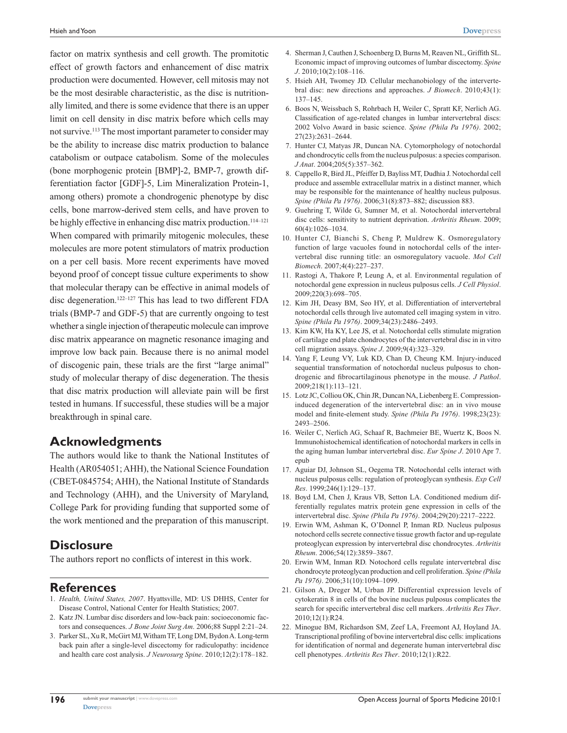factor on matrix synthesis and cell growth. The promitotic effect of growth factors and enhancement of disc matrix production were documented. However, cell mitosis may not be the most desirable characteristic, as the disc is nutritionally limited, and there is some evidence that there is an upper limit on cell density in disc matrix before which cells may not survive.[113] The most important parameter to consider may be the ability to increase disc matrix production to balance catabolism or outpace catabolism. Some of the molecules (bone morphogenic protein [BMP]-2, BMP-7, growth differentiation factor [GDF]-5, Lim Mineralization Protein-1, among others) promote a chondrogenic phenotype by disc cells, bone marrow-derived stem cells, and have proven to be highly effective in enhancing disc matrix production.[114–121] When compared with primarily mitogenic molecules, these molecules are more potent stimulators of matrix production on a per cell basis. More recent experiments have moved beyond proof of concept tissue culture experiments to show that molecular therapy can be effective in animal models of disc degeneration.[122–127] This has lead to two different FDA trials (BMP-7 and GDF-5) that are currently ongoing to test whether a single injection of therapeutic molecule can improve disc matrix appearance on magnetic resonance imaging and improve low back pain. Because there is no animal model of discogenic pain, these trials are the first "large animal" study of molecular therapy of disc degeneration. The thesis that disc matrix production will alleviate pain will be first tested in humans. If successful, these studies will be a major breakthrough in spinal care.

## Acknowledgments

The authors would like to thank the National Institutes of Health (AR054051; AHH), the National Science Foundation (CBET-0845754; AHH), the National Institute of Standards and Technology (AHH), and the University of Maryland, College Park for providing funding that supported some of the work mentioned and the preparation of this manuscript.

## Disclosure

The authors report no conflicts of interest in this work.

## References

1. *Health, United States, 2007*. Hyattsville, MD: US DHHS, Center for Disease Control, National Center for Health Statistics; 2007.
2. Katz JN. Lumbar disc disorders and low-back pain: socioeconomic factors and consequences. *J Bone Joint Surg Am*. 2006;88 Suppl 2:21–24.
3. Parker SL, Xu R, McGirt MJ, Witham TF, Long DM, Bydon A. Long-term back pain after a single-level discectomy for radiculopathy: incidence and health care cost analysis. *J Neurosurg Spine*. 2010;12(2):178–182.
4. Sherman J, Cauthen J, Schoenberg D, Burns M, Reaven NL, Griffith SL. Economic impact of improving outcomes of lumbar discectomy. *Spine J*. 2010;10(2):108–116.
5. Hsieh AH, Twomey JD. Cellular mechanobiology of the intervertebral disc: new directions and approaches. *J Biomech*. 2010;43(1): 137–145.
6. Boos N, Weissbach S, Rohrbach H, Weiler C, Spratt KF, Nerlich AG. Classification of age-related changes in lumbar intervertebral discs: 2002 Volvo Award in basic science. *Spine (Phila Pa 1976)*. 2002; 27(23):2631–2644.
7. Hunter CJ, Matyas JR, Duncan NA. Cytomorphology of notochordal and chondrocytic cells from the nucleus pulposus: a species comparison. *J Anat*. 2004;205(5):357–362.
8. Cappello R, Bird JL, Pfeiffer D, Bayliss MT, Dudhia J. Notochordal cell produce and assemble extracellular matrix in a distinct manner, which may be responsible for the maintenance of healthy nucleus pulposus. *Spine (Phila Pa 1976)*. 2006;31(8):873–882; discussion 883.
9. Guehring T, Wilde G, Sumner M, et al. Notochordal intervertebral disc cells: sensitivity to nutrient deprivation. *Arthritis Rheum*. 2009; 60(4):1026–1034.
10. Hunter CJ, Bianchi S, Cheng P, Muldrew K. Osmoregulatory function of large vacuoles found in notochordal cells of the intervertebral disc running title: an osmoregulatory vacuole. *Mol Cell Biomech*. 2007;4(4):227–237.
11. Rastogi A, Thakore P, Leung A, et al. Environmental regulation of notochordal gene expression in nucleus pulposus cells. *J Cell Physiol*. 2009;220(3):698–705.
12. Kim JH, Deasy BM, Seo HY, et al. Differentiation of intervertebral notochordal cells through live automated cell imaging system in vitro. *Spine (Phila Pa 1976)*. 2009;34(23):2486–2493.
13. Kim KW, Ha KY, Lee JS, et al. Notochordal cells stimulate migration of cartilage end plate chondrocytes of the intervertebral disc in in vitro cell migration assays. *Spine J*. 2009;9(4):323–329.
14. Yang F, Leung VY, Luk KD, Chan D, Cheung KM. Injury-induced sequential transformation of notochordal nucleus pulposus to chondrogenic and fibrocartilaginous phenotype in the mouse. *J Pathol*. 2009;218(1):113–121.
15. Lotz JC, Colliou OK, Chin JR, Duncan NA, Liebenberg E. Compression-induced degeneration of the intervertebral disc: an in vivo mouse model and finite-element study. *Spine (Phila Pa 1976)*. 1998;23(23): 2493–2506.
16. Weiler C, Nerlich AG, Schaaf R, Bachmeier BE, Wuertz K, Boos N. Immunohistochemical identification of notochordal markers in cells in the aging human lumbar intervertebral disc. *Eur Spine J*. 2010 Apr 7. epub
17. Aguiar DJ, Johnson SL, Oegema TR. Notochordal cells interact with nucleus pulposus cells: regulation of proteoglycan synthesis. *Exp Cell Res*. 1999;246(1):129–137.
18. Boyd LM, Chen J, Kraus VB, Setton LA. Conditioned medium differentially regulates matrix protein gene expression in cells of the intervertebral disc. *Spine (Phila Pa 1976)*. 2004;29(20):2217–2222.
19. Erwin WM, Ashman K, O'Donnel P, Inman RD. Nucleus pulposus notochord cells secrete connective tissue growth factor and up-regulate proteoglycan expression by intervertebral disc chondrocytes. *Arthritis Rheum*. 2006;54(12):3859–3867.
20. Erwin WM, Inman RD. Notochord cells regulate intervertebral disc chondrocyte proteoglycan production and cell proliferation. *Spine (Phila Pa 1976)*. 2006;31(10):1094–1099.
21. Gilson A, Dreger M, Urban JP. Differential expression levels of cytokeratin 8 in cells of the bovine nucleus pulposus complicates the search for specific intervertebral disc cell markers. *Arthritis Res Ther*. 2010;12(1):R24.
22. Minogue BM, Richardson SM, Zeef LA, Freemont AJ, Hoyland JA. Transcriptional profiling of bovine intervertebral disc cells: implications for identification of normal and degenerate human intervertebral disc cell phenotypes. *Arthritis Res Ther*. 2010;12(1):R22.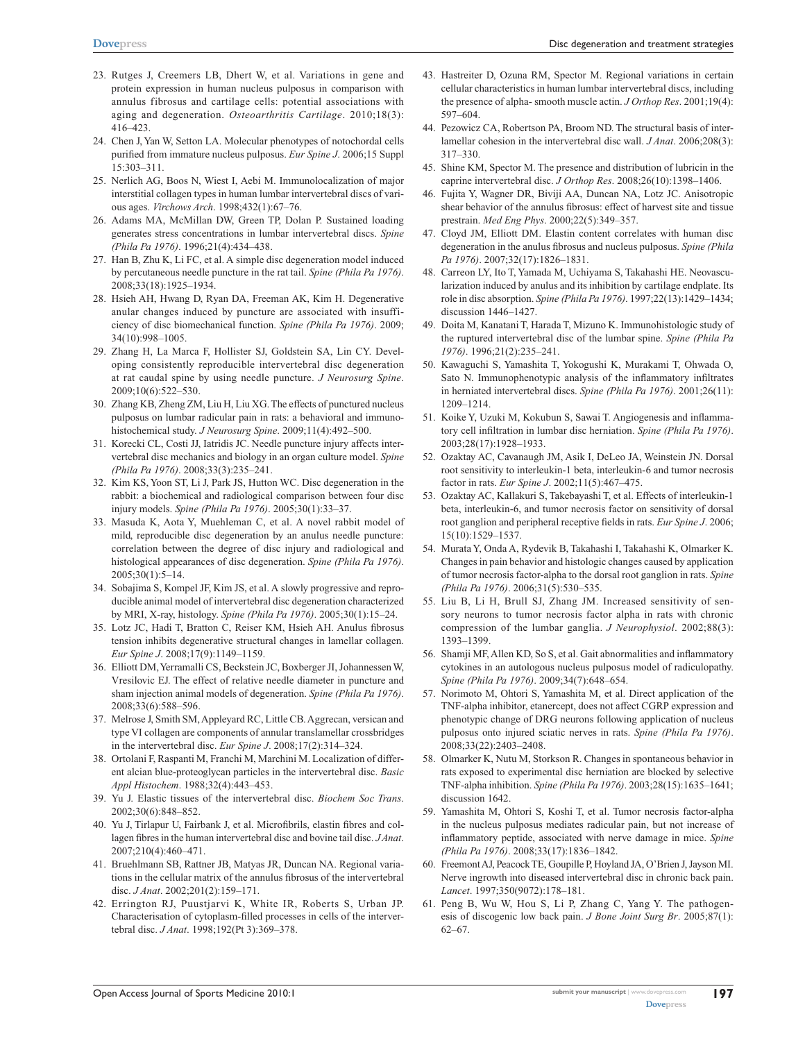23. Rutges J, Creemers LB, Dhert W, et al. Variations in gene and protein expression in human nucleus pulposus in comparison with annulus fibrosus and cartilage cells: potential associations with aging and degeneration. *Osteoarthritis Cartilage*. 2010;18(3): 416–423.
24. Chen J, Yan W, Setton LA. Molecular phenotypes of notochordal cells purified from immature nucleus pulposus. *Eur Spine J*. 2006;15 Suppl 15:303–311.
25. Nerlich AG, Boos N, Wiest I, Aebi M. Immunolocalization of major interstitial collagen types in human lumbar intervertebral discs of various ages. *Virchows Arch*. 1998;432(1):67–76.
26. Adams MA, McMillan DW, Green TP, Dolan P. Sustained loading generates stress concentrations in lumbar intervertebral discs. *Spine (Phila Pa 1976)*. 1996;21(4):434–438.
27. Han B, Zhu K, Li FC, et al. A simple disc degeneration model induced by percutaneous needle puncture in the rat tail. *Spine (Phila Pa 1976)*. 2008;33(18):1925–1934.
28. Hsieh AH, Hwang D, Ryan DA, Freeman AK, Kim H. Degenerative anular changes induced by puncture are associated with insufficiency of disc biomechanical function. *Spine (Phila Pa 1976)*. 2009; 34(10):998–1005.
29. Zhang H, La Marca F, Hollister SJ, Goldstein SA, Lin CY. Developing consistently reproducible intervertebral disc degeneration at rat caudal spine by using needle puncture. *J Neurosurg Spine*. 2009;10(6):522–530.
30. Zhang KB, Zheng ZM, Liu H, Liu XG. The effects of punctured nucleus pulposus on lumbar radicular pain in rats: a behavioral and immunohistochemical study. *J Neurosurg Spine*. 2009;11(4):492–500.
31. Korecki CL, Costi JJ, Iatridis JC. Needle puncture injury affects intervertebral disc mechanics and biology in an organ culture model. *Spine (Phila Pa 1976)*. 2008;33(3):235–241.
32. Kim KS, Yoon ST, Li J, Park JS, Hutton WC. Disc degeneration in the rabbit: a biochemical and radiological comparison between four disc injury models. *Spine (Phila Pa 1976)*. 2005;30(1):33–37.
33. Masuda K, Aota Y, Muehleman C, et al. A novel rabbit model of mild, reproducible disc degeneration by an anulus needle puncture: correlation between the degree of disc injury and radiological and histological appearances of disc degeneration. *Spine (Phila Pa 1976)*. 2005;30(1):5–14.
34. Sobajima S, Kompel JF, Kim JS, et al. A slowly progressive and reproducible animal model of intervertebral disc degeneration characterized by MRI, X-ray, histology. *Spine (Phila Pa 1976)*. 2005;30(1):15–24.
35. Lotz JC, Hadi T, Bratton C, Reiser KM, Hsieh AH. Anulus fibrosus tension inhibits degenerative structural changes in lamellar collagen. *Eur Spine J*. 2008;17(9):1149–1159.
36. Elliott DM, Yerramalli CS, Beckstein JC, Boxberger JI, Johannessen W, Vresilovic EJ. The effect of relative needle diameter in puncture and sham injection animal models of degeneration. *Spine (Phila Pa 1976)*. 2008;33(6):588–596.
37. Melrose J, Smith SM, Appleyard RC, Little CB. Aggrecan, versican and type VI collagen are components of annular translamellar crossbridges in the intervertebral disc. *Eur Spine J*. 2008;17(2):314–324.
38. Ortolani F, Raspanti M, Franchi M, Marchini M. Localization of different alcian blue-proteoglycan particles in the intervertebral disc. *Basic Appl Histochem*. 1988;32(4):443–453.
39. Yu J. Elastic tissues of the intervertebral disc. *Biochem Soc Trans*. 2002;30(6):848–852.
40. Yu J, Tirlapur U, Fairbank J, et al. Microfibrils, elastin fibres and collagen fibres in the human intervertebral disc and bovine tail disc. *J Anat*. 2007;210(4):460–471.
41. Bruehlmann SB, Rattner JB, Matyas JR, Duncan NA. Regional variations in the cellular matrix of the annulus fibrosus of the intervertebral disc. *J Anat*. 2002;201(2):159–171.
42. Errington RJ, Puustjarvi K, White IR, Roberts S, Urban JP. Characterisation of cytoplasm-filled processes in cells of the intervertebral disc. *J Anat*. 1998;192(Pt 3):369–378.
43. Hastreiter D, Ozuna RM, Spector M. Regional variations in certain cellular characteristics in human lumbar intervertebral discs, including the presence of alpha- smooth muscle actin. *J Orthop Res*. 2001;19(4): 597–604.
44. Pezowicz CA, Robertson PA, Broom ND. The structural basis of interlamellar cohesion in the intervertebral disc wall. *J Anat*. 2006;208(3): 317–330.
45. Shine KM, Spector M. The presence and distribution of lubricin in the caprine intervertebral disc. *J Orthop Res*. 2008;26(10):1398–1406.
46. Fujita Y, Wagner DR, Biviji AA, Duncan NA, Lotz JC. Anisotropic shear behavior of the annulus fibrosus: effect of harvest site and tissue prestrain. *Med Eng Phys*. 2000;22(5):349–357.
47. Cloyd JM, Elliott DM. Elastin content correlates with human disc degeneration in the anulus fibrosus and nucleus pulposus. *Spine (Phila Pa 1976)*. 2007;32(17):1826–1831.
48. Carreon LY, Ito T, Yamada M, Uchiyama S, Takahashi HE. Neovascularization induced by anulus and its inhibition by cartilage endplate. Its role in disc absorption. *Spine (Phila Pa 1976)*. 1997;22(13):1429–1434; discussion 1446–1427.
49. Doita M, Kanatani T, Harada T, Mizuno K. Immunohistologic study of the ruptured intervertebral disc of the lumbar spine. *Spine (Phila Pa 1976)*. 1996;21(2):235–241.
50. Kawaguchi S, Yamashita T, Yokogushi K, Murakami T, Ohwada O, Sato N. Immunophenotypic analysis of the inflammatory infiltrates in herniated intervertebral discs. *Spine (Phila Pa 1976)*. 2001;26(11): 1209–1214.
51. Koike Y, Uzuki M, Kokubun S, Sawai T. Angiogenesis and inflammatory cell infiltration in lumbar disc herniation. *Spine (Phila Pa 1976)*. 2003;28(17):1928–1933.
52. Ozaktay AC, Cavanaugh JM, Asik I, DeLeo JA, Weinstein JN. Dorsal root sensitivity to interleukin-1 beta, interleukin-6 and tumor necrosis factor in rats. *Eur Spine J*. 2002;11(5):467–475.
53. Ozaktay AC, Kallakuri S, Takebayashi T, et al. Effects of interleukin-1 beta, interleukin-6, and tumor necrosis factor on sensitivity of dorsal root ganglion and peripheral receptive fields in rats. *Eur Spine J*. 2006; 15(10):1529–1537.
54. Murata Y, Onda A, Rydevik B, Takahashi I, Takahashi K, Olmarker K. Changes in pain behavior and histologic changes caused by application of tumor necrosis factor-alpha to the dorsal root ganglion in rats. *Spine (Phila Pa 1976)*. 2006;31(5):530–535.
55. Liu B, Li H, Brull SJ, Zhang JM. Increased sensitivity of sensory neurons to tumor necrosis factor alpha in rats with chronic compression of the lumbar ganglia. *J Neurophysiol*. 2002;88(3): 1393–1399.
56. Shamji MF, Allen KD, So S, et al. Gait abnormalities and inflammatory cytokines in an autologous nucleus pulposus model of radiculopathy. *Spine (Phila Pa 1976)*. 2009;34(7):648–654.
57. Norimoto M, Ohtori S, Yamashita M, et al. Direct application of the TNF-alpha inhibitor, etanercept, does not affect CGRP expression and phenotypic change of DRG neurons following application of nucleus pulposus onto injured sciatic nerves in rats. *Spine (Phila Pa 1976)*. 2008;33(22):2403–2408.
58. Olmarker K, Nutu M, Storkson R. Changes in spontaneous behavior in rats exposed to experimental disc herniation are blocked by selective TNF-alpha inhibition. *Spine (Phila Pa 1976)*. 2003;28(15):1635–1641; discussion 1642.
59. Yamashita M, Ohtori S, Koshi T, et al. Tumor necrosis factor-alpha in the nucleus pulposus mediates radicular pain, but not increase of inflammatory peptide, associated with nerve damage in mice. *Spine (Phila Pa 1976)*. 2008;33(17):1836–1842.
60. Freemont AJ, Peacock TE, Goupille P, Hoyland JA, O'Brien J, Jayson MI. Nerve ingrowth into diseased intervertebral disc in chronic back pain. *Lancet*. 1997;350(9072):178–181.
61. Peng B, Wu W, Hou S, Li P, Zhang C, Yang Y. The pathogenesis of discogenic low back pain. *J Bone Joint Surg Br*. 2005;87(1): 62–67.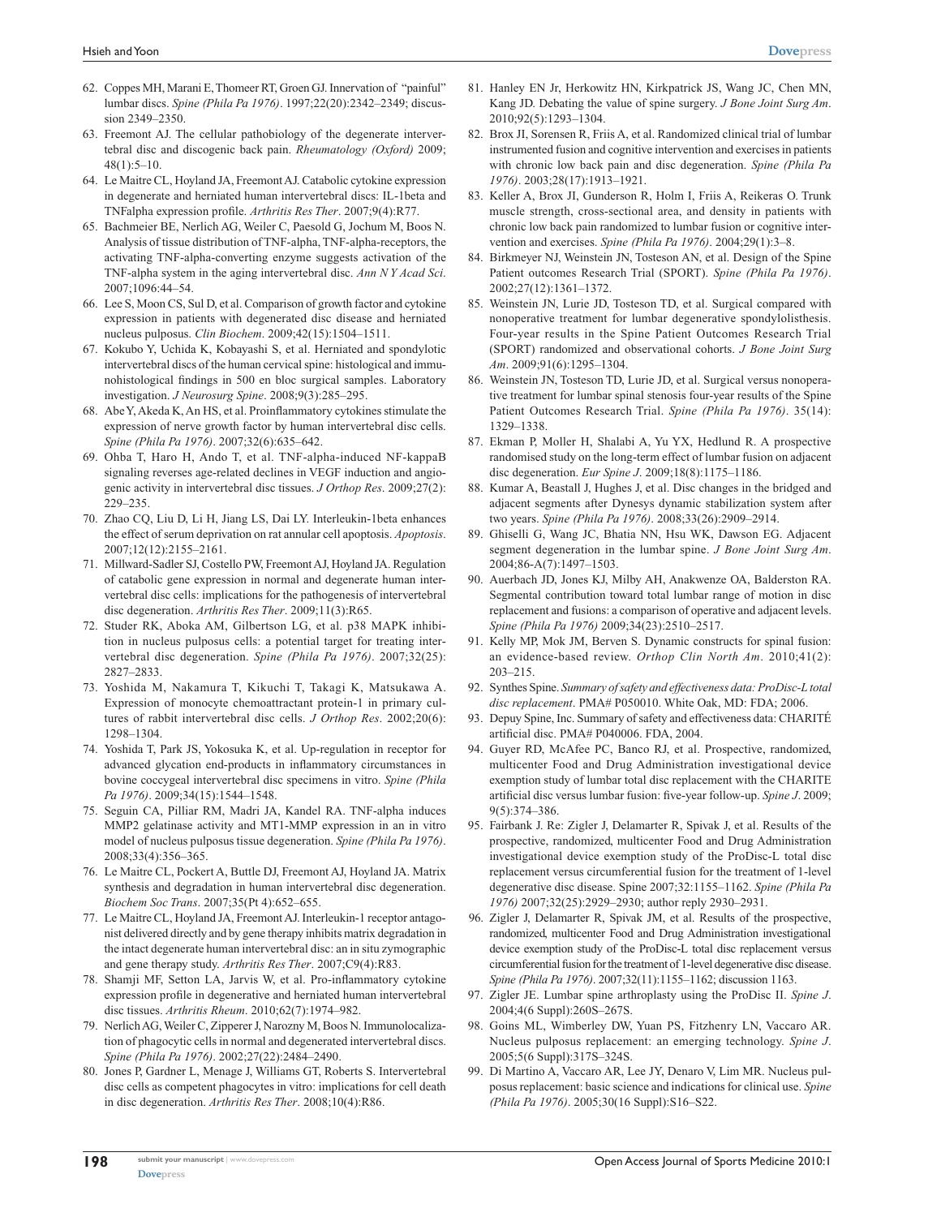62. Coppes MH, Marani E, Thomeer RT, Groen GJ. Innervation of "painful" lumbar discs. *Spine (Phila Pa 1976)*. 1997;22(20):2342–2349; discussion 2349–2350.
63. Freemont AJ. The cellular pathobiology of the degenerate intervertebral disc and discogenic back pain. *Rheumatology (Oxford)* 2009; 48(1):5–10.
64. Le Maitre CL, Hoyland JA, Freemont AJ. Catabolic cytokine expression in degenerate and herniated human intervertebral discs: IL-1beta and TNFalpha expression profile. *Arthritis Res Ther*. 2007;9(4):R77.
65. Bachmeier BE, Nerlich AG, Weiler C, Paesold G, Jochum M, Boos N. Analysis of tissue distribution of TNF-alpha, TNF-alpha-receptors, the activating TNF-alpha-converting enzyme suggests activation of the TNF-alpha system in the aging intervertebral disc. *Ann N Y Acad Sci*. 2007;1096:44–54.
66. Lee S, Moon CS, Sul D, et al. Comparison of growth factor and cytokine expression in patients with degenerated disc disease and herniated nucleus pulposus. *Clin Biochem*. 2009;42(15):1504–1511.
67. Kokubo Y, Uchida K, Kobayashi S, et al. Herniated and spondylotic intervertebral discs of the human cervical spine: histological and immunohistological findings in 500 en bloc surgical samples. Laboratory investigation. *J Neurosurg Spine*. 2008;9(3):285–295.
68. Abe Y, Akeda K, An HS, et al. Proinflammatory cytokines stimulate the expression of nerve growth factor by human intervertebral disc cells. *Spine (Phila Pa 1976)*. 2007;32(6):635–642.
69. Ohba T, Haro H, Ando T, et al. TNF-alpha-induced NF-kappaB signaling reverses age-related declines in VEGF induction and angiogenic activity in intervertebral disc tissues. *J Orthop Res*. 2009;27(2): 229–235.
70. Zhao CQ, Liu D, Li H, Jiang LS, Dai LY. Interleukin-1beta enhances the effect of serum deprivation on rat annular cell apoptosis. *Apoptosis*. 2007;12(12):2155–2161.
71. Millward-Sadler SJ, Costello PW, Freemont AJ, Hoyland JA. Regulation of catabolic gene expression in normal and degenerate human intervertebral disc cells: implications for the pathogenesis of intervertebral disc degeneration. *Arthritis Res Ther*. 2009;11(3):R65.
72. Studer RK, Aboka AM, Gilbertson LG, et al. p38 MAPK inhibition in nucleus pulposus cells: a potential target for treating intervertebral disc degeneration. *Spine (Phila Pa 1976)*. 2007;32(25): 2827–2833.
73. Yoshida M, Nakamura T, Kikuchi T, Takagi K, Matsukawa A. Expression of monocyte chemoattractant protein-1 in primary cultures of rabbit intervertebral disc cells. *J Orthop Res*. 2002;20(6): 1298–1304.
74. Yoshida T, Park JS, Yokosuka K, et al. Up-regulation in receptor for advanced glycation end-products in inflammatory circumstances in bovine coccygeal intervertebral disc specimens in vitro. *Spine (Phila Pa 1976)*. 2009;34(15):1544–1548.
75. Seguin CA, Pilliar RM, Madri JA, Kandel RA. TNF-alpha induces MMP2 gelatinase activity and MT1-MMP expression in an in vitro model of nucleus pulposus tissue degeneration. *Spine (Phila Pa 1976)*. 2008;33(4):356–365.
76. Le Maitre CL, Pockert A, Buttle DJ, Freemont AJ, Hoyland JA. Matrix synthesis and degradation in human intervertebral disc degeneration. *Biochem Soc Trans*. 2007;35(Pt 4):652–655.
77. Le Maitre CL, Hoyland JA, Freemont AJ. Interleukin-1 receptor antagonist delivered directly and by gene therapy inhibits matrix degradation in the intact degenerate human intervertebral disc: an in situ zymographic and gene therapy study. *Arthritis Res Ther*. 2007;C9(4):R83.
78. Shamji MF, Setton LA, Jarvis W, et al. Pro-inflammatory cytokine expression profile in degenerative and herniated human intervertebral disc tissues. *Arthritis Rheum*. 2010;62(7):1974–982.
79. Nerlich AG, Weiler C, Zipperer J, Narozny M, Boos N. Immunolocalization of phagocytic cells in normal and degenerated intervertebral discs. *Spine (Phila Pa 1976)*. 2002;27(22):2484–2490.
80. Jones P, Gardner L, Menage J, Williams GT, Roberts S. Intervertebral disc cells as competent phagocytes in vitro: implications for cell death in disc degeneration. *Arthritis Res Ther*. 2008;10(4):R86.
81. Hanley EN Jr, Herkowitz HN, Kirkpatrick JS, Wang JC, Chen MN, Kang JD. Debating the value of spine surgery. *J Bone Joint Surg Am*. 2010;92(5):1293–1304.
82. Brox JI, Sorensen R, Friis A, et al. Randomized clinical trial of lumbar instrumented fusion and cognitive intervention and exercises in patients with chronic low back pain and disc degeneration. *Spine (Phila Pa 1976)*. 2003;28(17):1913–1921.
83. Keller A, Brox JI, Gunderson R, Holm I, Friis A, Reikeras O. Trunk muscle strength, cross-sectional area, and density in patients with chronic low back pain randomized to lumbar fusion or cognitive intervention and exercises. *Spine (Phila Pa 1976)*. 2004;29(1):3–8.
84. Birkmeyer NJ, Weinstein JN, Tosteson AN, et al. Design of the Spine Patient outcomes Research Trial (SPORT). *Spine (Phila Pa 1976)*. 2002;27(12):1361–1372.
85. Weinstein JN, Lurie JD, Tosteson TD, et al. Surgical compared with nonoperative treatment for lumbar degenerative spondylolisthesis. Four-year results in the Spine Patient Outcomes Research Trial (SPORT) randomized and observational cohorts. *J Bone Joint Surg Am*. 2009;91(6):1295–1304.
86. Weinstein JN, Tosteson TD, Lurie JD, et al. Surgical versus nonoperative treatment for lumbar spinal stenosis four-year results of the Spine Patient Outcomes Research Trial. *Spine (Phila Pa 1976)*. 35(14): 1329–1338.
87. Ekman P, Moller H, Shalabi A, Yu YX, Hedlund R. A prospective randomised study on the long-term effect of lumbar fusion on adjacent disc degeneration. *Eur Spine J*. 2009;18(8):1175–1186.
88. Kumar A, Beastall J, Hughes J, et al. Disc changes in the bridged and adjacent segments after Dynesys dynamic stabilization system after two years. *Spine (Phila Pa 1976)*. 2008;33(26):2909–2914.
89. Ghiselli G, Wang JC, Bhatia NN, Hsu WK, Dawson EG. Adjacent segment degeneration in the lumbar spine. *J Bone Joint Surg Am*. 2004;86-A(7):1497–1503.
90. Auerbach JD, Jones KJ, Milby AH, Anakwenze OA, Balderston RA. Segmental contribution toward total lumbar range of motion in disc replacement and fusions: a comparison of operative and adjacent levels. *Spine (Phila Pa 1976)* 2009;34(23):2510–2517.
91. Kelly MP, Mok JM, Berven S. Dynamic constructs for spinal fusion: an evidence-based review. *Orthop Clin North Am*. 2010;41(2): 203–215.
92. Synthes Spine. *Summary of safety and effectiveness data: ProDisc-L total disc replacement*. PMA# P050010. White Oak, MD: FDA; 2006.
93. Depuy Spine, Inc. Summary of safety and effectiveness data: CHARITÉ artificial disc. PMA# P040006. FDA, 2004.
94. Guyer RD, McAfee PC, Banco RJ, et al. Prospective, randomized, multicenter Food and Drug Administration investigational device exemption study of lumbar total disc replacement with the CHARITE artificial disc versus lumbar fusion: five-year follow-up. *Spine J*. 2009; 9(5):374–386.
95. Fairbank J. Re: Zigler J, Delamarter R, Spivak J, et al. Results of the prospective, randomized, multicenter Food and Drug Administration investigational device exemption study of the ProDisc-L total disc replacement versus circumferential fusion for the treatment of 1-level degenerative disc disease. Spine 2007;32:1155–1162. *Spine (Phila Pa 1976)* 2007;32(25):2929–2930; author reply 2930–2931.
96. Zigler J, Delamarter R, Spivak JM, et al. Results of the prospective, randomized, multicenter Food and Drug Administration investigational device exemption study of the ProDisc-L total disc replacement versus circumferential fusion for the treatment of 1-level degenerative disc disease. *Spine (Phila Pa 1976)*. 2007;32(11):1155–1162; discussion 1163.
97. Zigler JE. Lumbar spine arthroplasty using the ProDisc II. *Spine J*. 2004;4(6 Suppl):260S–267S.
98. Goins ML, Wimberley DW, Yuan PS, Fitzhenry LN, Vaccaro AR. Nucleus pulposus replacement: an emerging technology. *Spine J*. 2005;5(6 Suppl):317S–324S.
99. Di Martino A, Vaccaro AR, Lee JY, Denaro V, Lim MR. Nucleus pulposus replacement: basic science and indications for clinical use. *Spine (Phila Pa 1976)*. 2005;30(16 Suppl):S16–S22.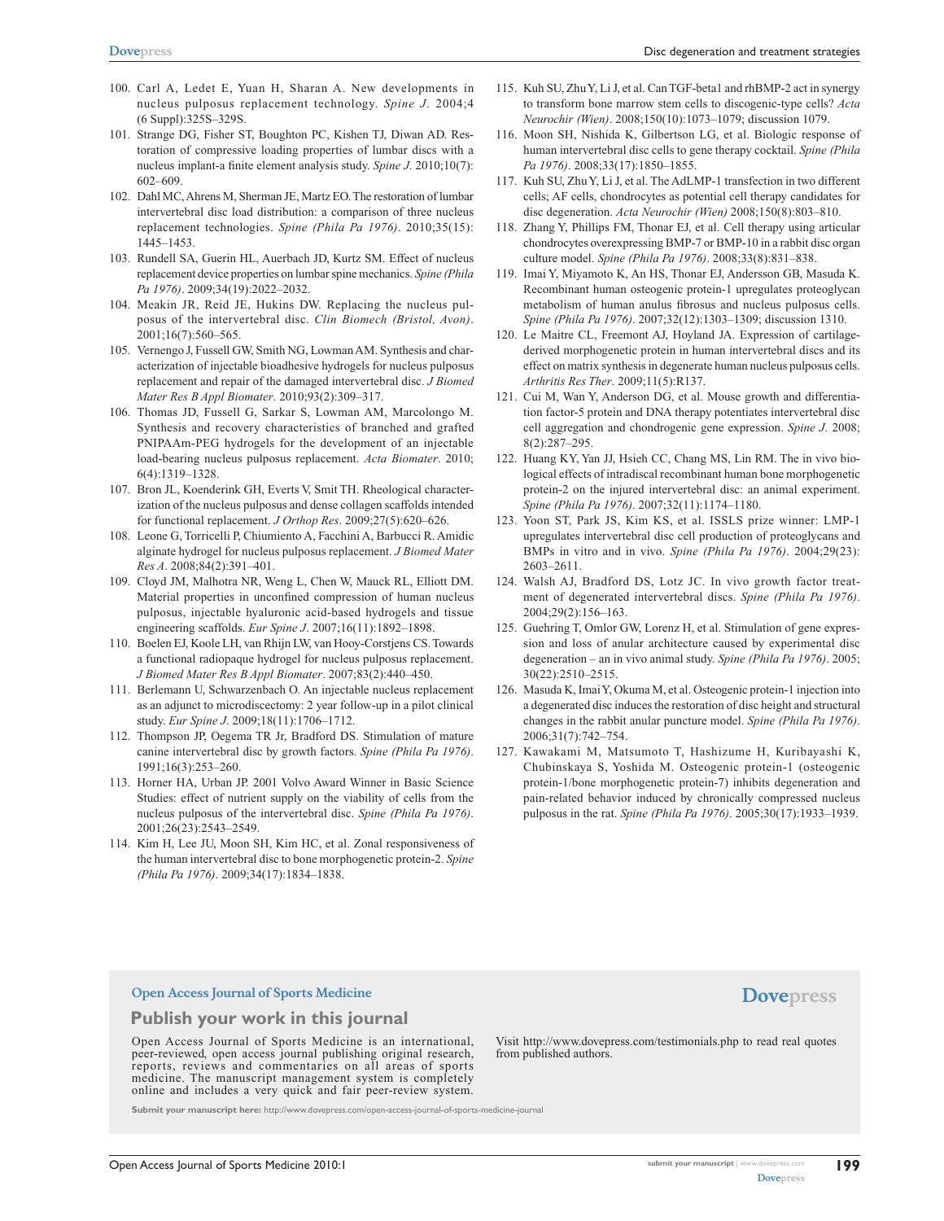100. Carl A, Ledet E, Yuan H, Sharan A. New developments in nucleus pulposus replacement technology. *Spine J*. 2004;4 (6 Suppl):325S–329S.
101. Strange DG, Fisher ST, Boughton PC, Kishen TJ, Diwan AD. Restoration of compressive loading properties of lumbar discs with a nucleus implant-a finite element analysis study. *Spine J*. 2010;10(7): 602–609.
102. Dahl MC, Ahrens M, Sherman JE, Martz EO. The restoration of lumbar intervertebral disc load distribution: a comparison of three nucleus replacement technologies. *Spine (Phila Pa 1976)*. 2010;35(15): 1445–1453.
103. Rundell SA, Guerin HL, Auerbach JD, Kurtz SM. Effect of nucleus replacement device properties on lumbar spine mechanics. *Spine (Phila Pa 1976)*. 2009;34(19):2022–2032.
104. Meakin JR, Reid JE, Hukins DW. Replacing the nucleus pulposus of the intervertebral disc. *Clin Biomech (Bristol, Avon)*. 2001;16(7):560–565.
105. Vernengo J, Fussell GW, Smith NG, Lowman AM. Synthesis and characterization of injectable bioadhesive hydrogels for nucleus pulposus replacement and repair of the damaged intervertebral disc. *J Biomed Mater Res B Appl Biomater*. 2010;93(2):309–317.
106. Thomas JD, Fussell G, Sarkar S, Lowman AM, Marcolongo M. Synthesis and recovery characteristics of branched and grafted PNIPAAm-PEG hydrogels for the development of an injectable load-bearing nucleus pulposus replacement. *Acta Biomater*. 2010; 6(4):1319–1328.
107. Bron JL, Koenderink GH, Everts V, Smit TH. Rheological characterization of the nucleus pulposus and dense collagen scaffolds intended for functional replacement. *J Orthop Res*. 2009;27(5):620–626.
108. Leone G, Torricelli P, Chiumiento A, Facchini A, Barbucci R. Amidic alginate hydrogel for nucleus pulposus replacement. *J Biomed Mater Res A*. 2008;84(2):391–401.
109. Cloyd JM, Malhotra NR, Weng L, Chen W, Mauck RL, Elliott DM. Material properties in unconfined compression of human nucleus pulposus, injectable hyaluronic acid-based hydrogels and tissue engineering scaffolds. *Eur Spine J*. 2007;16(11):1892–1898.
110. Boelen EJ, Koole LH, van Rhijn LW, van Hooy-Corstjens CS. Towards a functional radiopaque hydrogel for nucleus pulposus replacement. *J Biomed Mater Res B Appl Biomater*. 2007;83(2):440–450.
111. Berlemann U, Schwarzenbach O. An injectable nucleus replacement as an adjunct to microdiscectomy: 2 year follow-up in a pilot clinical study. *Eur Spine J*. 2009;18(11):1706–1712.
112. Thompson JP, Oegema TR Jr, Bradford DS. Stimulation of mature canine intervertebral disc by growth factors. *Spine (Phila Pa 1976)*. 1991;16(3):253–260.
113. Horner HA, Urban JP. 2001 Volvo Award Winner in Basic Science Studies: effect of nutrient supply on the viability of cells from the nucleus pulposus of the intervertebral disc. *Spine (Phila Pa 1976)*. 2001;26(23):2543–2549.
114. Kim H, Lee JU, Moon SH, Kim HC, et al. Zonal responsiveness of the human intervertebral disc to bone morphogenetic protein-2. *Spine (Phila Pa 1976)*. 2009;34(17):1834–1838.
115. Kuh SU, Zhu Y, Li J, et al. Can TGF-beta1 and rhBMP-2 act in synergy to transform bone marrow stem cells to discogenic-type cells? *Acta Neurochir (Wien)*. 2008;150(10):1073–1079; discussion 1079.
116. Moon SH, Nishida K, Gilbertson LG, et al. Biologic response of human intervertebral disc cells to gene therapy cocktail. *Spine (Phila Pa 1976)*. 2008;33(17):1850–1855.
117. Kuh SU, Zhu Y, Li J, et al. The AdLMP-1 transfection in two different cells; AF cells, chondrocytes as potential cell therapy candidates for disc degeneration. *Acta Neurochir (Wien)* 2008;150(8):803–810.
118. Zhang Y, Phillips FM, Thonar EJ, et al. Cell therapy using articular chondrocytes overexpressing BMP-7 or BMP-10 in a rabbit disc organ culture model. *Spine (Phila Pa 1976)*. 2008;33(8):831–838.
119. Imai Y, Miyamoto K, An HS, Thonar EJ, Andersson GB, Masuda K. Recombinant human osteogenic protein-1 upregulates proteoglycan metabolism of human anulus fibrosus and nucleus pulposus cells. *Spine (Phila Pa 1976)*. 2007;32(12):1303–1309; discussion 1310.
120. Le Maitre CL, Freemont AJ, Hoyland JA. Expression of cartilage-derived morphogenetic protein in human intervertebral discs and its effect on matrix synthesis in degenerate human nucleus pulposus cells. *Arthritis Res Ther*. 2009;11(5):R137.
121. Cui M, Wan Y, Anderson DG, et al. Mouse growth and differentiation factor-5 protein and DNA therapy potentiates intervertebral disc cell aggregation and chondrogenic gene expression. *Spine J*. 2008; 8(2):287–295.
122. Huang KY, Yan JJ, Hsieh CC, Chang MS, Lin RM. The in vivo biological effects of intradiscal recombinant human bone morphogenetic protein-2 on the injured intervertebral disc: an animal experiment. *Spine (Phila Pa 1976)*. 2007;32(11):1174–1180.
123. Yoon ST, Park JS, Kim KS, et al. ISSLS prize winner: LMP-1 upregulates intervertebral disc cell production of proteoglycans and BMPs in vitro and in vivo. *Spine (Phila Pa 1976)*. 2004;29(23): 2603–2611.
124. Walsh AJ, Bradford DS, Lotz JC. In vivo growth factor treatment of degenerated intervertebral discs. *Spine (Phila Pa 1976)*. 2004;29(2):156–163.
125. Guehring T, Omlor GW, Lorenz H, et al. Stimulation of gene expression and loss of anular architecture caused by experimental disc degeneration – an in vivo animal study. *Spine (Phila Pa 1976)*. 2005; 30(22):2510–2515.
126. Masuda K, Imai Y, Okuma M, et al. Osteogenic protein-1 injection into a degenerated disc induces the restoration of disc height and structural changes in the rabbit anular puncture model. *Spine (Phila Pa 1976)*. 2006;31(7):742–754.
127. Kawakami M, Matsumoto T, Hashizume H, Kuribayashi K, Chubinskaya S, Yoshida M. Osteogenic protein-1 (osteogenic protein-1/bone morphogenetic protein-7) inhibits degeneration and pain-related behavior induced by chronically compressed nucleus pulposus in the rat. *Spine (Phila Pa 1976)*. 2005;30(17):1933–1939.

**Open Access Journal of Sports Medicine**

## Publish your work in this journal

Open Access Journal of Sports Medicine is an international, peer-reviewed, open access journal publishing original research, reports, reviews and commentaries on all areas of sports medicine. The manuscript management system is completely online and includes a very quick and fair peer-review system.

Visit http://www.dovepress.com/testimonials.php to read real quotes from published authors.

**Submit your manuscript here:** http://www.dovepress.com/open-access-journal-of-sports-medicine-journal